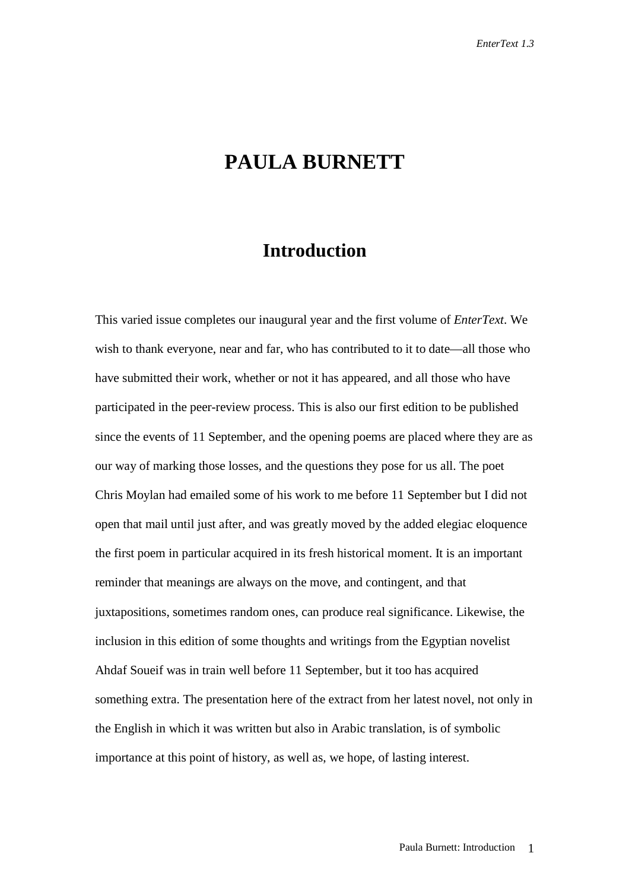# PAULA BURNETT

## Introduction

This varied issue completes our inaugural year and the first volume of *EnterText*. We wish to thank everyone, near and far, who has contributed to it to date—all those who have submitted their work, whether or not it has appeared, and all those who have participated in the peer-review process. This is also our first edition to be published since the events of 11 September, and the opening poems are placed where they are as our way of marking those losses, and the questions they pose for us all. The poet Chris Moylan had emailed some of his work to me before 11 September but I did not open that mail until just after, and was greatly moved by the added elegiac eloquence the first poem in particular acquired in its fresh historical moment. It is an important reminder that meanings are always on the move, and contingent, and that juxtapositions, sometimes random ones, can produce real significance. Likewise, the inclusion in this edition of some thoughts and writings from the Egyptian novelist Ahdaf Soueif was in train well before 11 September, but it too has acquired something extra. The presentation here of the extract from her latest novel, not only in the English in which it was written but also in Arabic translation, is of symbolic importance at this point of history, as well as, we hope, of lasting interest.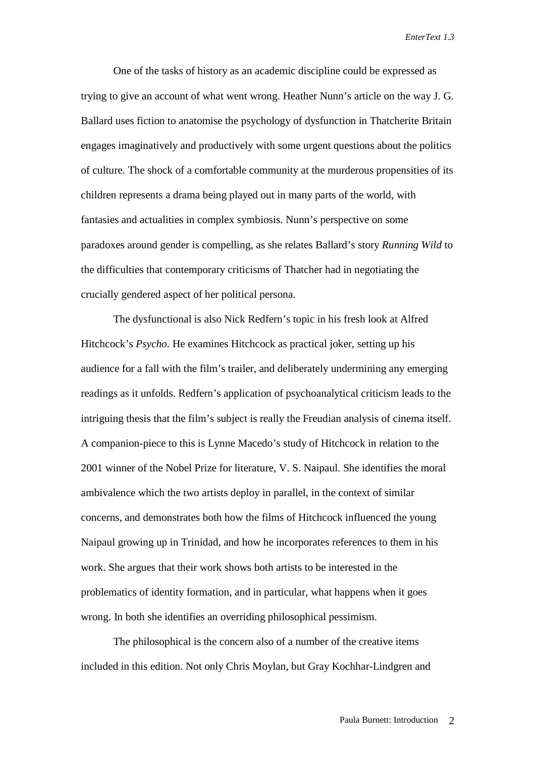One of the tasks of history as an academic discipline could be expressed as trying to give an account of what went wrong. Heather Nunn's article on the way J. G. Ballard uses fiction to anatomise the psychology of dysfunction in Thatcherite Britain engages imaginatively and productively with some urgent questions about the politics of culture. The shock of a comfortable community at the murderous propensities of its children represents a drama being played out in many parts of the world, with fantasies and actualities in complex symbiosis. Nunn's perspective on some paradoxes around gender is compelling, as she relates Ballard's story *Running Wild* to the difficulties that contemporary criticisms of Thatcher had in negotiating the crucially gendered aspect of her political persona.

The dysfunctional is also Nick Redfern's topic in his fresh look at Alfred Hitchcock's *Psycho.* He examines Hitchcock as practical joker, setting up his audience for a fall with the film's trailer, and deliberately undermining any emerging readings as it unfolds. Redfern's application of psychoanalytical criticism leads to the intriguing thesis that the film's subject is really the Freudian analysis of cinema itself. A companion-piece to this is Lynne Macedo's study of Hitchcock in relation to the 2001 winner of the Nobel Prize for literature, V. S. Naipaul. She identifies the moral ambivalence which the two artists deploy in parallel, in the context of similar concerns, and demonstrates both how the films of Hitchcock influenced the young Naipaul growing up in Trinidad, and how he incorporates references to them in his work. She argues that their work shows both artists to be interested in the problematics of identity formation, and in particular, what happens when it goes wrong. In both she identifies an overriding philosophical pessimism.

The philosophical is the concern also of a number of the creative items included in this edition. Not only Chris Moylan, but Gray Kochhar-Lindgren and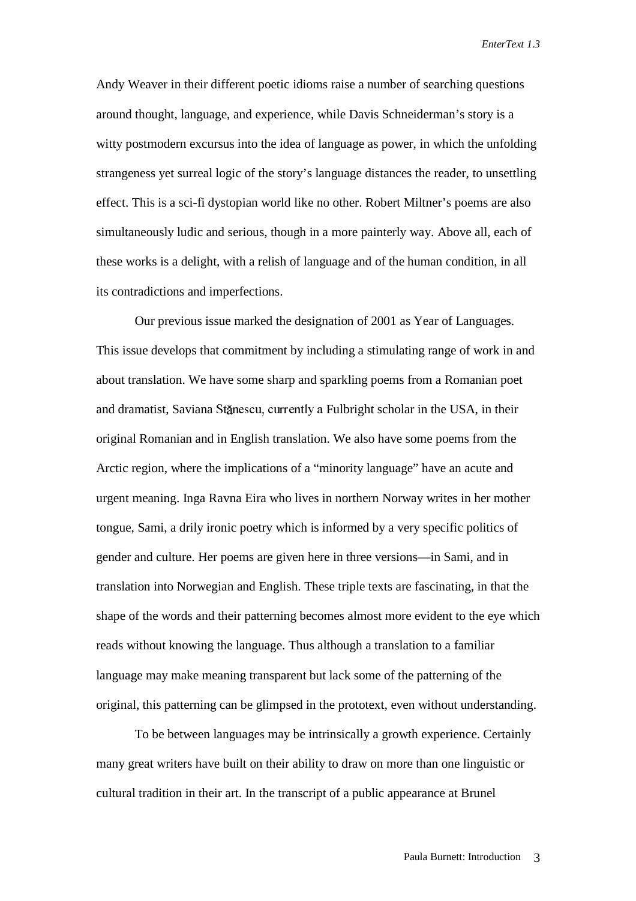Andy Weaver in their different poetic idioms raise a number of searching questions around thought, language, and experience, while Davis Schneiderman's story is a witty postmodern excursus into the idea of language as power, in which the unfolding strangeness yet surreal logic of the story's language distances the reader, to unsettling effect. This is a sci-fi dystopian world like no other. Robert Miltner's poems are also simultaneously ludic and serious, though in a more painterly way. Above all, each of these works is a delight, with a relish of language and of the human condition, in all its contradictions and imperfections.

Our previous issue marked the designation of 2001 as Year of Languages. This issue develops that commitment by including a stimulating range of work in and about translation. We have some sharp and sparkling poems from a Romanian poet and dramatist, Saviana Stănescu, currently a Fulbright scholar in the USA, in their original Romanian and in English translation. We also have some poems from the Arctic region, where the implications of a "minority language" have an acute and urgent meaning. Inga Ravna Eira who lives in northern Norway writes in her mother tongue, Sami, a drily ironic poetry which is informed by a very specific politics of gender and culture. Her poems are given here in three versions—in Sami, and in translation into Norwegian and English. These triple texts are fascinating, in that the shape of the words and their patterning becomes almost more evident to the eye which reads without knowing the language. Thus although a translation to a familiar language may make meaning transparent but lack some of the patterning of the original, this patterning can be glimpsed in the prototext, even without understanding.

To be between languages may be intrinsically a growth experience. Certainly many great writers have built on their ability to draw on more than one linguistic or cultural tradition in their art. In the transcript of a public appearance at Brunel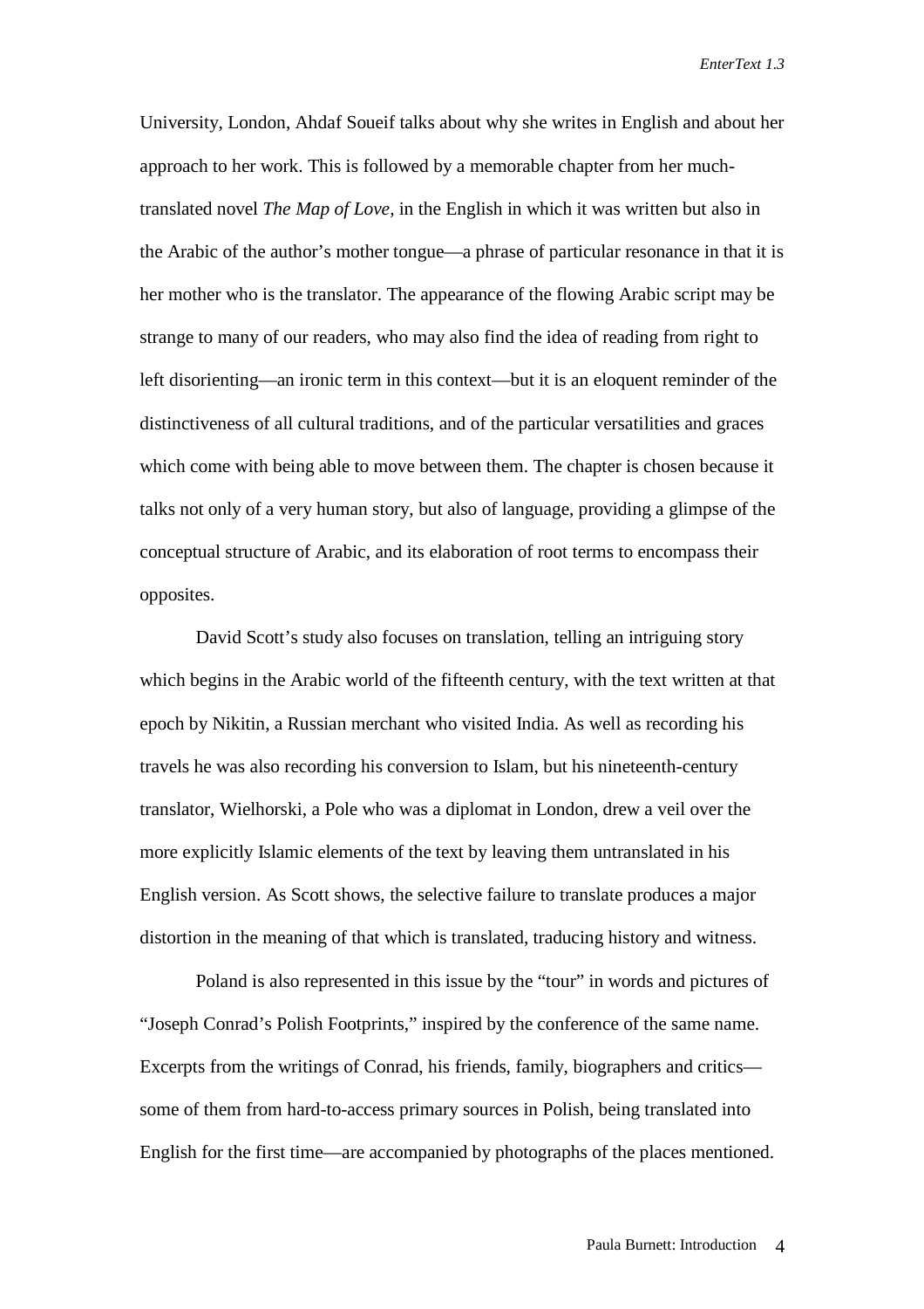University, London, Ahdaf Soueif talks about why she writes in English and about her approach to her work. This is followed by a memorable chapter from her much-translated novel *The Map of Love*, in the English in which it was written but also in the Arabic of the author's mother tongue—a phrase of particular resonance in that it is her mother who is the translator. The appearance of the flowing Arabic script may be strange to many of our readers, who may also find the idea of reading from right to left disorienting—an ironic term in this context—but it is an eloquent reminder of the distinctiveness of all cultural traditions, and of the particular versatilities and graces which come with being able to move between them. The chapter is chosen because it talks not only of a very human story, but also of language, providing a glimpse of the conceptual structure of Arabic, and its elaboration of root terms to encompass their opposites.

David Scott's study also focuses on translation, telling an intriguing story which begins in the Arabic world of the fifteenth century, with the text written at that epoch by Nikitin, a Russian merchant who visited India. As well as recording his travels he was also recording his conversion to Islam, but his nineteenth-century translator, Wielhorski, a Pole who was a diplomat in London, drew a veil over the more explicitly Islamic elements of the text by leaving them untranslated in his English version. As Scott shows, the selective failure to translate produces a major distortion in the meaning of that which is translated, traducing history and witness.

Poland is also represented in this issue by the "tour" in words and pictures of "Joseph Conrad's Polish Footprints," inspired by the conference of the same name. Excerpts from the writings of Conrad, his friends, family, biographers and critics—some of them from hard-to-access primary sources in Polish, being translated into English for the first time—are accompanied by photographs of the places mentioned.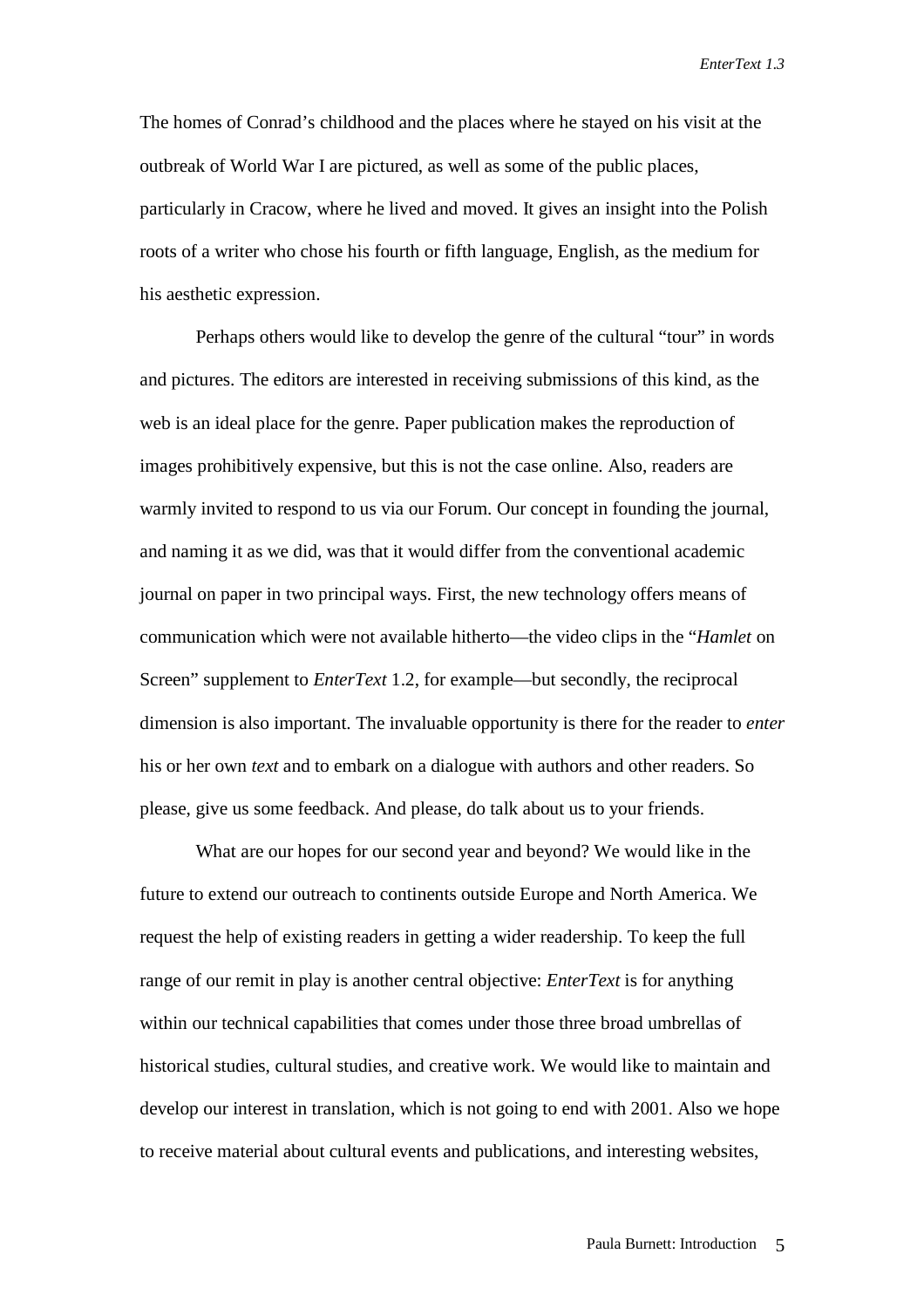The homes of Conrad's childhood and the places where he stayed on his visit at the outbreak of World War I are pictured, as well as some of the public places, particularly in Cracow, where he lived and moved. It gives an insight into the Polish roots of a writer who chose his fourth or fifth language, English, as the medium for his aesthetic expression.

Perhaps others would like to develop the genre of the cultural "tour" in words and pictures. The editors are interested in receiving submissions of this kind, as the web is an ideal place for the genre. Paper publication makes the reproduction of images prohibitively expensive, but this is not the case online. Also, readers are warmly invited to respond to us via our Forum. Our concept in founding the journal, and naming it as we did, was that it would differ from the conventional academic journal on paper in two principal ways. First, the new technology offers means of communication which were not available hitherto—the video clips in the "*Hamlet* on Screen" supplement to *EnterText* 1.2, for example—but secondly, the reciprocal dimension is also important. The invaluable opportunity is there for the reader to *enter* his or her own *text* and to embark on a dialogue with authors and other readers. So please, give us some feedback. And please, do talk about us to your friends.

What are our hopes for our second year and beyond? We would like in the future to extend our outreach to continents outside Europe and North America. We request the help of existing readers in getting a wider readership. To keep the full range of our remit in play is another central objective: *EnterText* is for anything within our technical capabilities that comes under those three broad umbrellas of historical studies, cultural studies, and creative work. We would like to maintain and develop our interest in translation, which is not going to end with 2001. Also we hope to receive material about cultural events and publications, and interesting websites,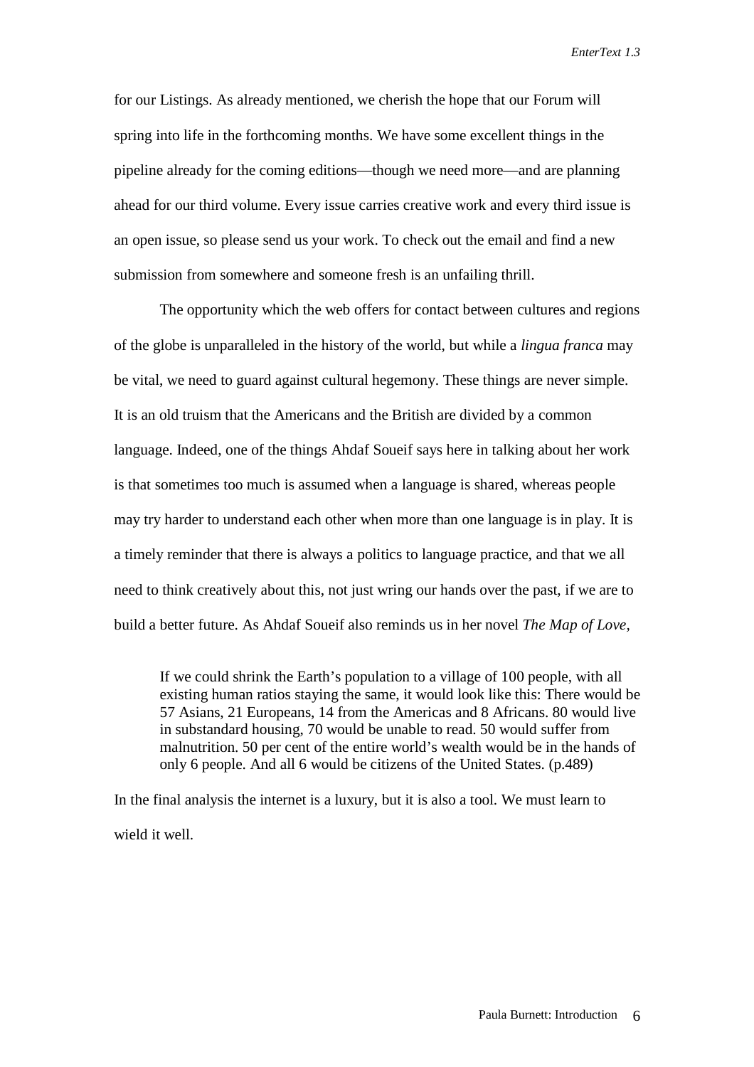for our Listings. As already mentioned, we cherish the hope that our Forum will spring into life in the forthcoming months. We have some excellent things in the pipeline already for the coming editions—though we need more—and are planning ahead for our third volume. Every issue carries creative work and every third issue is an open issue, so please send us your work. To check out the email and find a new submission from somewhere and someone fresh is an unfailing thrill.

The opportunity which the web offers for contact between cultures and regions of the globe is unparalleled in the history of the world, but while a *lingua franca* may be vital, we need to guard against cultural hegemony. These things are never simple. It is an old truism that the Americans and the British are divided by a common language. Indeed, one of the things Ahdaf Soueif says here in talking about her work is that sometimes too much is assumed when a language is shared, whereas people may try harder to understand each other when more than one language is in play. It is a timely reminder that there is always a politics to language practice, and that we all need to think creatively about this, not just wring our hands over the past, if we are to build a better future. As Ahdaf Soueif also reminds us in her novel *The Map of Love*,

> If we could shrink the Earth's population to a village of 100 people, with all existing human ratios staying the same, it would look like this: There would be 57 Asians, 21 Europeans, 14 from the Americas and 8 Africans. 80 would live in substandard housing, 70 would be unable to read. 50 would suffer from malnutrition. 50 per cent of the entire world's wealth would be in the hands of only 6 people. And all 6 would be citizens of the United States. (p.489)

In the final analysis the internet is a luxury, but it is also a tool. We must learn to wield it well.